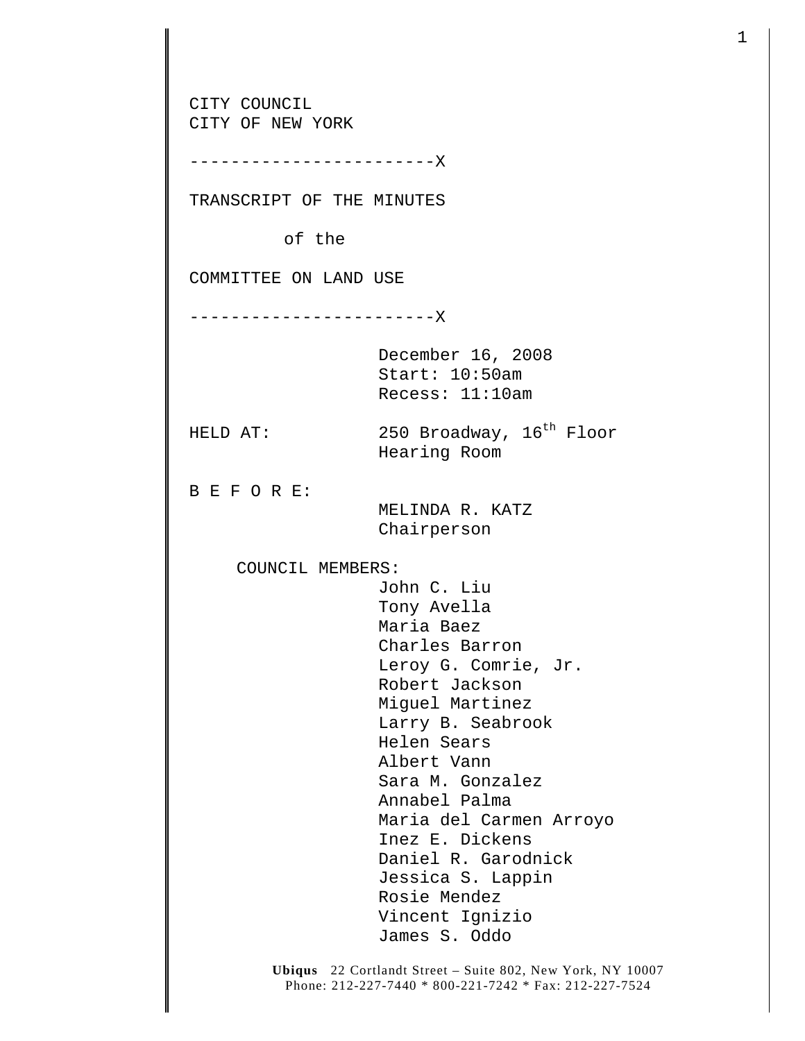CITY COUNCIL
CITY OF NEW YORK

------------------------X

TRANSCRIPT OF THE MINUTES

of the

COMMITTEE ON LAND USE

------------------------X

December 16, 2008
Start: 10:50am
Recess: 11:10am

HELD AT: 250 Broadway, 16th Floor
Hearing Room

B E F O R E:
MELINDA R. KATZ
Chairperson

COUNCIL MEMBERS:
John C. Liu
Tony Avella
Maria Baez
Charles Barron
Leroy G. Comrie, Jr.
Robert Jackson
Miguel Martinez
Larry B. Seabrook
Helen Sears
Albert Vann
Sara M. Gonzalez
Annabel Palma
Maria del Carmen Arroyo
Inez E. Dickens
Daniel R. Garodnick
Jessica S. Lappin
Rosie Mendez
Vincent Ignizio
James S. Oddo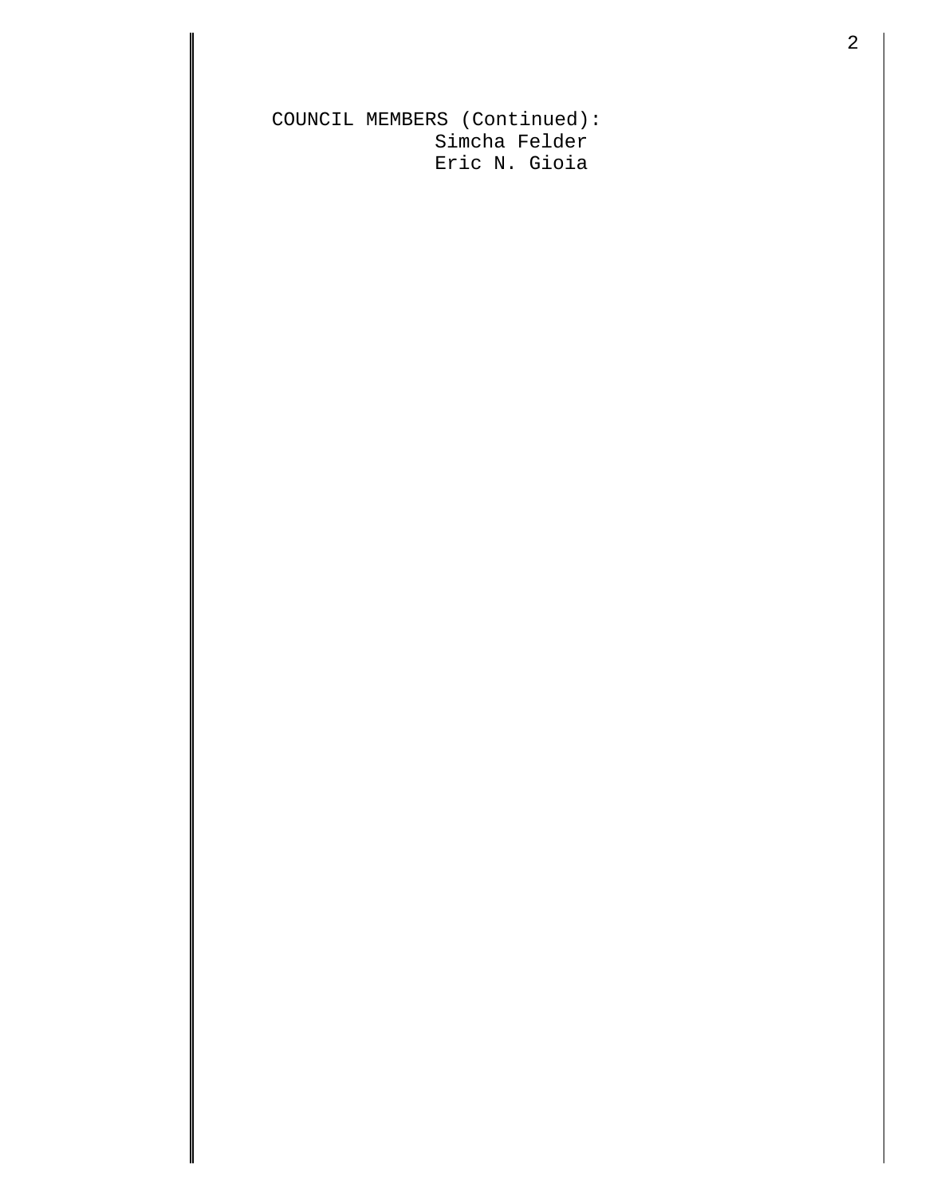COUNCIL MEMBERS (Continued):

Simcha Felder

Eric N. Gioia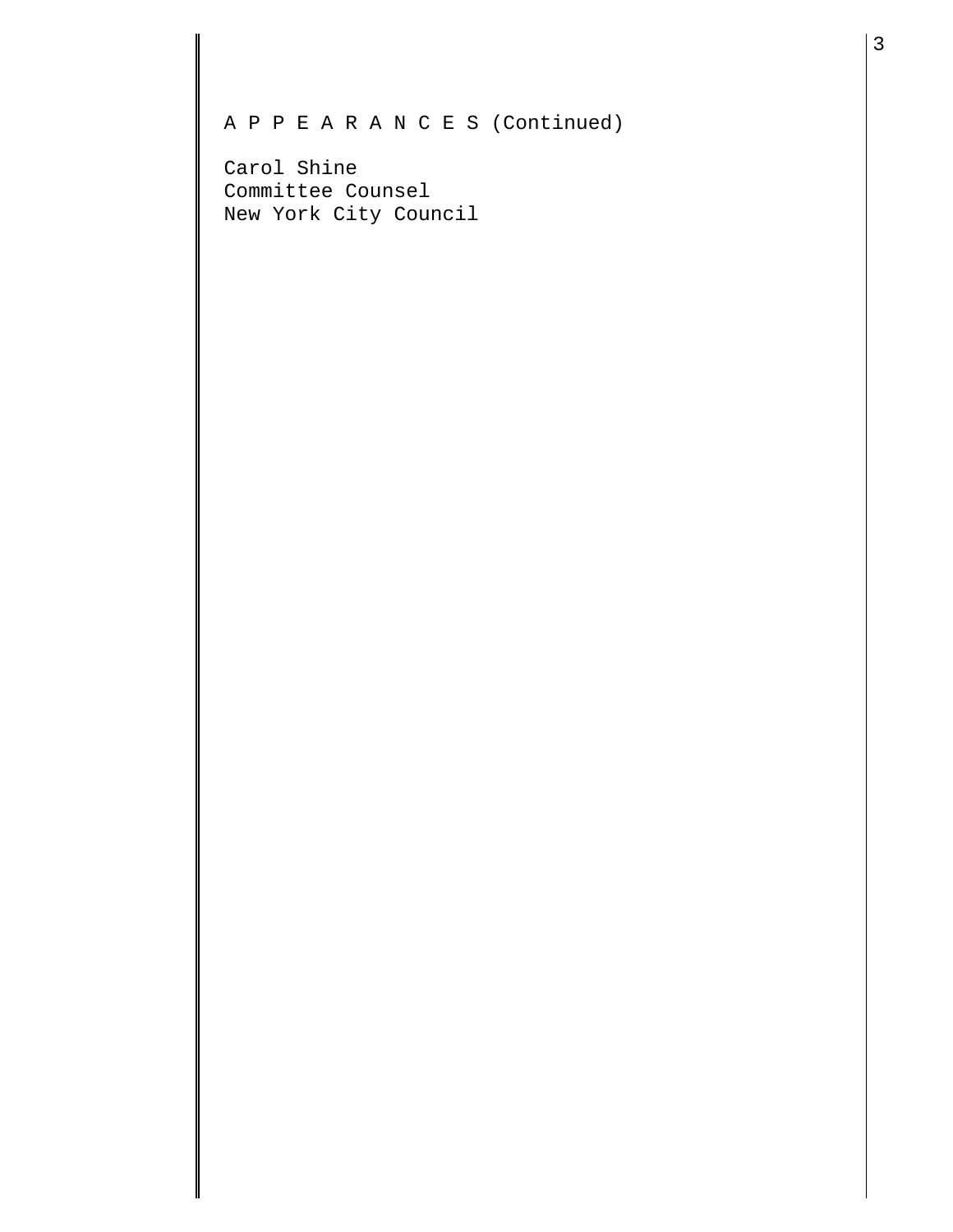A P P E A R A N C E S (Continued)

Carol Shine
Committee Counsel
New York City Council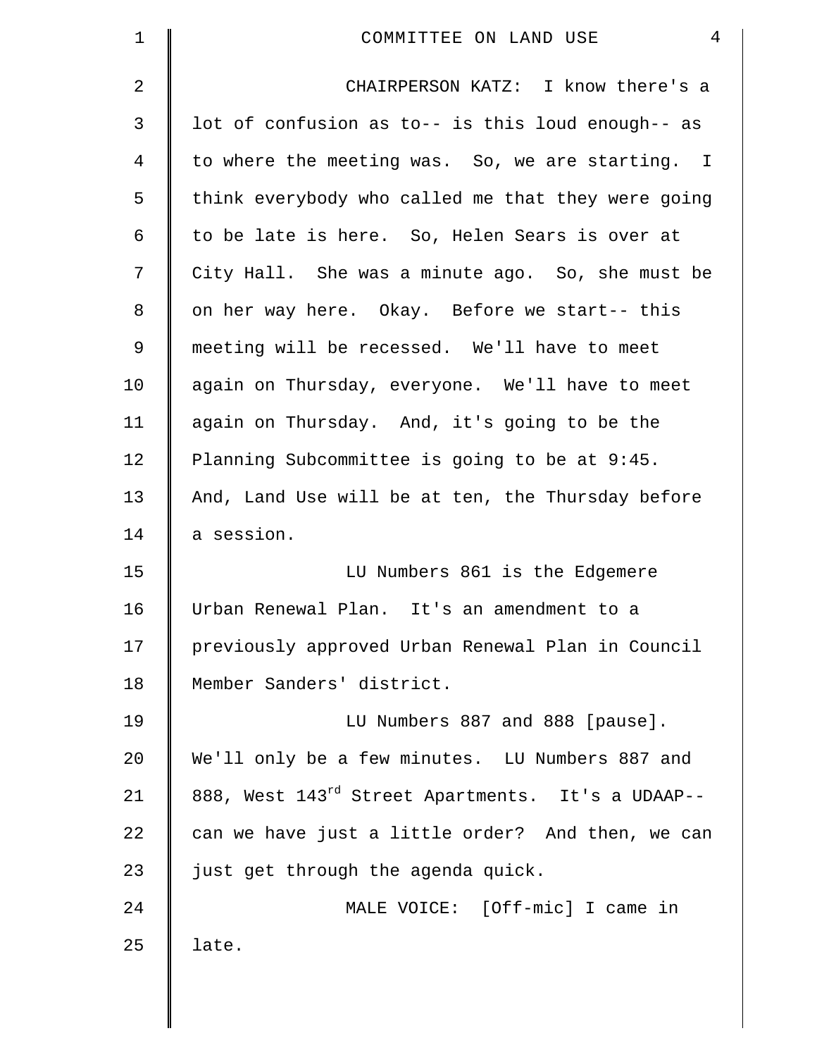CHAIRPERSON KATZ: I know there's a lot of confusion as to-- is this loud enough-- as to where the meeting was. So, we are starting. I think everybody who called me that they were going to be late is here. So, Helen Sears is over at City Hall. She was a minute ago. So, she must be on her way here. Okay. Before we start-- this meeting will be recessed. We'll have to meet again on Thursday, everyone. We'll have to meet again on Thursday. And, it's going to be the Planning Subcommittee is going to be at 9:45. And, Land Use will be at ten, the Thursday before a session.

LU Numbers 861 is the Edgemere Urban Renewal Plan. It's an amendment to a previously approved Urban Renewal Plan in Council Member Sanders' district.

LU Numbers 887 and 888 [pause]. We'll only be a few minutes. LU Numbers 887 and 888, West 143rd Street Apartments. It's a UDAAP-- can we have just a little order? And then, we can just get through the agenda quick.

MALE VOICE: [Off-mic] I came in late.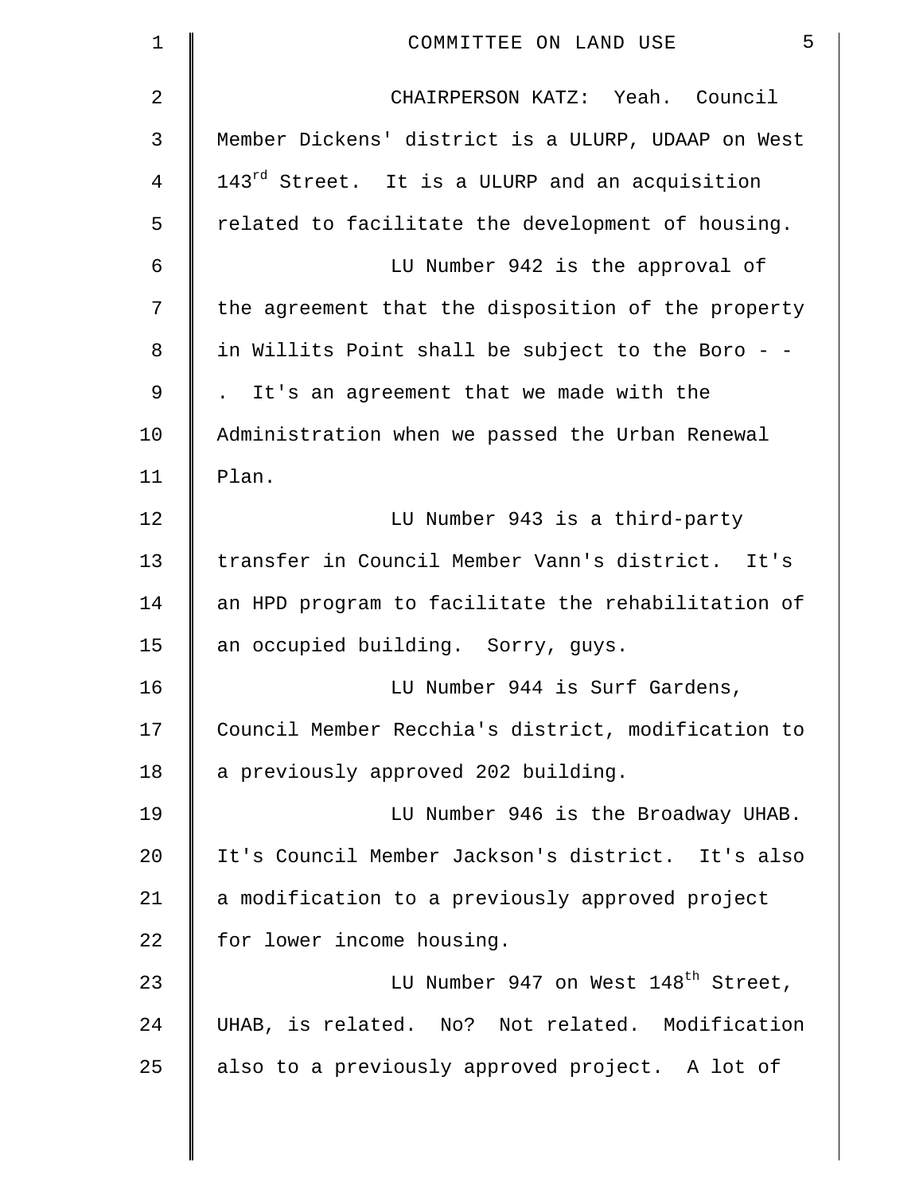CHAIRPERSON KATZ: Yeah. Council Member Dickens' district is a ULURP, UDAAP on West 143rd Street. It is a ULURP and an acquisition related to facilitate the development of housing.

LU Number 942 is the approval of the agreement that the disposition of the property in Willits Point shall be subject to the Boro - - . It's an agreement that we made with the Administration when we passed the Urban Renewal Plan.

LU Number 943 is a third-party transfer in Council Member Vann's district. It's an HPD program to facilitate the rehabilitation of an occupied building. Sorry, guys.

LU Number 944 is Surf Gardens, Council Member Recchia's district, modification to a previously approved 202 building.

LU Number 946 is the Broadway UHAB. It's Council Member Jackson's district. It's also a modification to a previously approved project for lower income housing.

LU Number 947 on West 148th Street, UHAB, is related. No? Not related. Modification also to a previously approved project. A lot of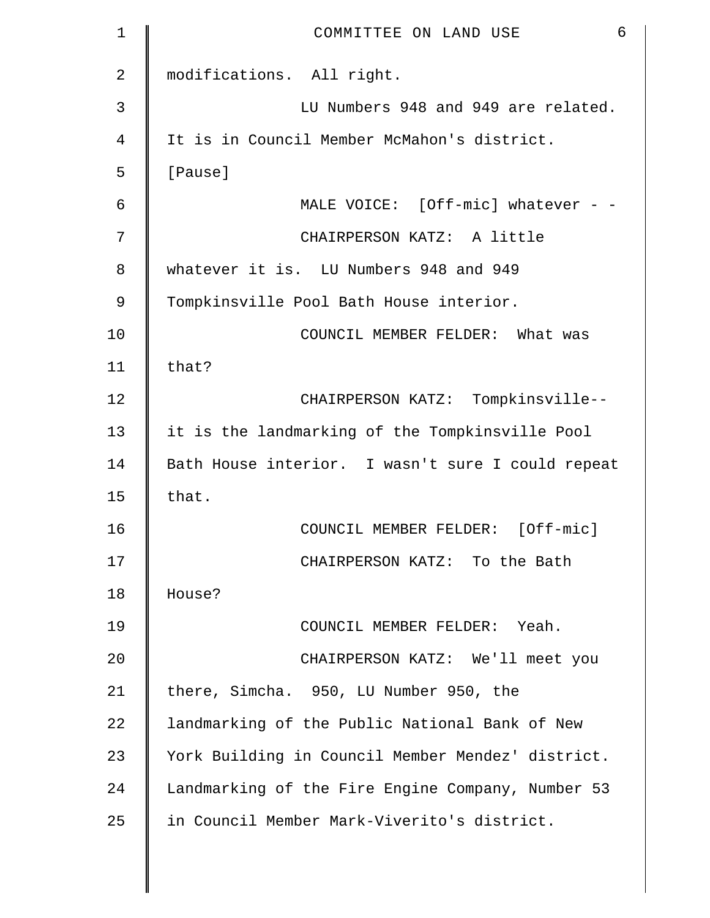modifications. All right.

LU Numbers 948 and 949 are related. It is in Council Member McMahon's district.

[Pause]

MALE VOICE: [Off-mic] whatever - -

CHAIRPERSON KATZ: A little whatever it is. LU Numbers 948 and 949 Tompkinsville Pool Bath House interior.

COUNCIL MEMBER FELDER: What was that?

CHAIRPERSON KATZ: Tompkinsville-- it is the landmarking of the Tompkinsville Pool Bath House interior. I wasn't sure I could repeat that.

COUNCIL MEMBER FELDER: [Off-mic]

CHAIRPERSON KATZ: To the Bath House?

COUNCIL MEMBER FELDER: Yeah.

CHAIRPERSON KATZ: We'll meet you there, Simcha. 950, LU Number 950, the landmarking of the Public National Bank of New York Building in Council Member Mendez' district. Landmarking of the Fire Engine Company, Number 53 in Council Member Mark-Viverito's district.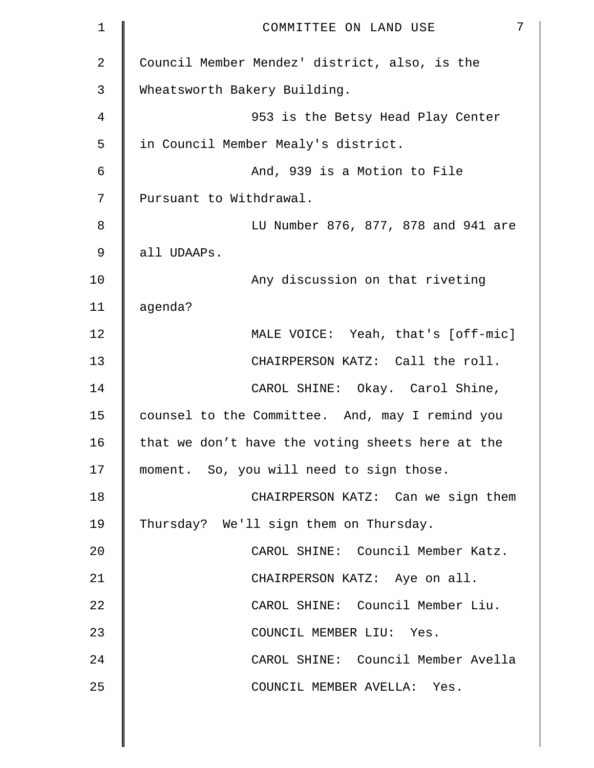Council Member Mendez' district, also, is the Wheatsworth Bakery Building.

953 is the Betsy Head Play Center in Council Member Mealy's district.

And, 939 is a Motion to File Pursuant to Withdrawal.

LU Number 876, 877, 878 and 941 are all UDAAPs.

Any discussion on that riveting agenda?

MALE VOICE: Yeah, that's [off-mic]

CHAIRPERSON KATZ: Call the roll.

CAROL SHINE: Okay. Carol Shine, counsel to the Committee. And, may I remind you that we don't have the voting sheets here at the moment. So, you will need to sign those.

CHAIRPERSON KATZ: Can we sign them Thursday? We'll sign them on Thursday.

CAROL SHINE: Council Member Katz.

CHAIRPERSON KATZ: Aye on all.

CAROL SHINE: Council Member Liu.

COUNCIL MEMBER LIU: Yes.

CAROL SHINE: Council Member Avella

COUNCIL MEMBER AVELLA: Yes.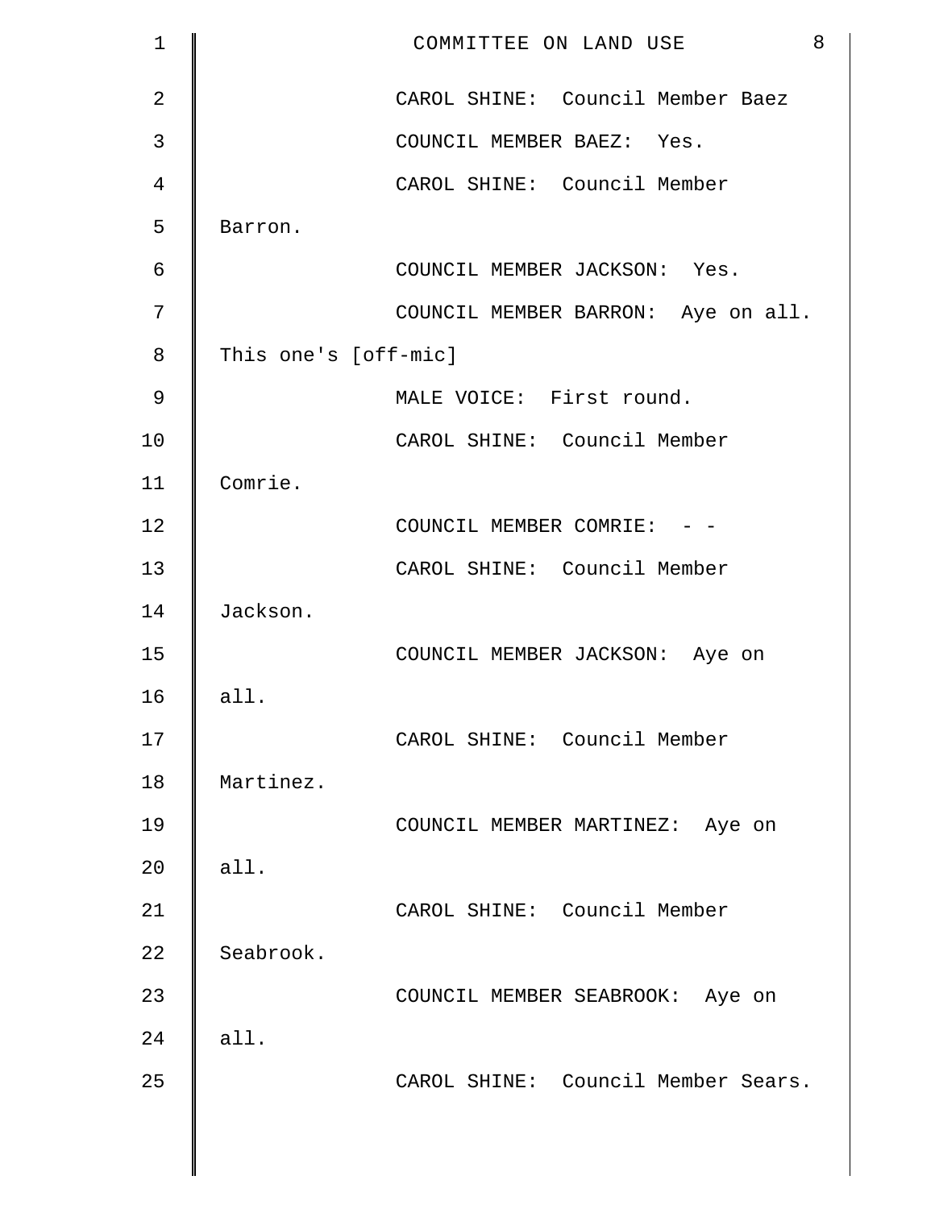CAROL SHINE: Council Member Baez

COUNCIL MEMBER BAEZ: Yes.

CAROL SHINE: Council Member Barron.

COUNCIL MEMBER JACKSON: Yes.

COUNCIL MEMBER BARRON: Aye on all. This one's [off-mic]

MALE VOICE: First round.

CAROL SHINE: Council Member Comrie.

COUNCIL MEMBER COMRIE: - -

CAROL SHINE: Council Member Jackson.

COUNCIL MEMBER JACKSON: Aye on all.

CAROL SHINE: Council Member Martinez.

COUNCIL MEMBER MARTINEZ: Aye on all.

CAROL SHINE: Council Member Seabrook.

COUNCIL MEMBER SEABROOK: Aye on all.

CAROL SHINE: Council Member Sears.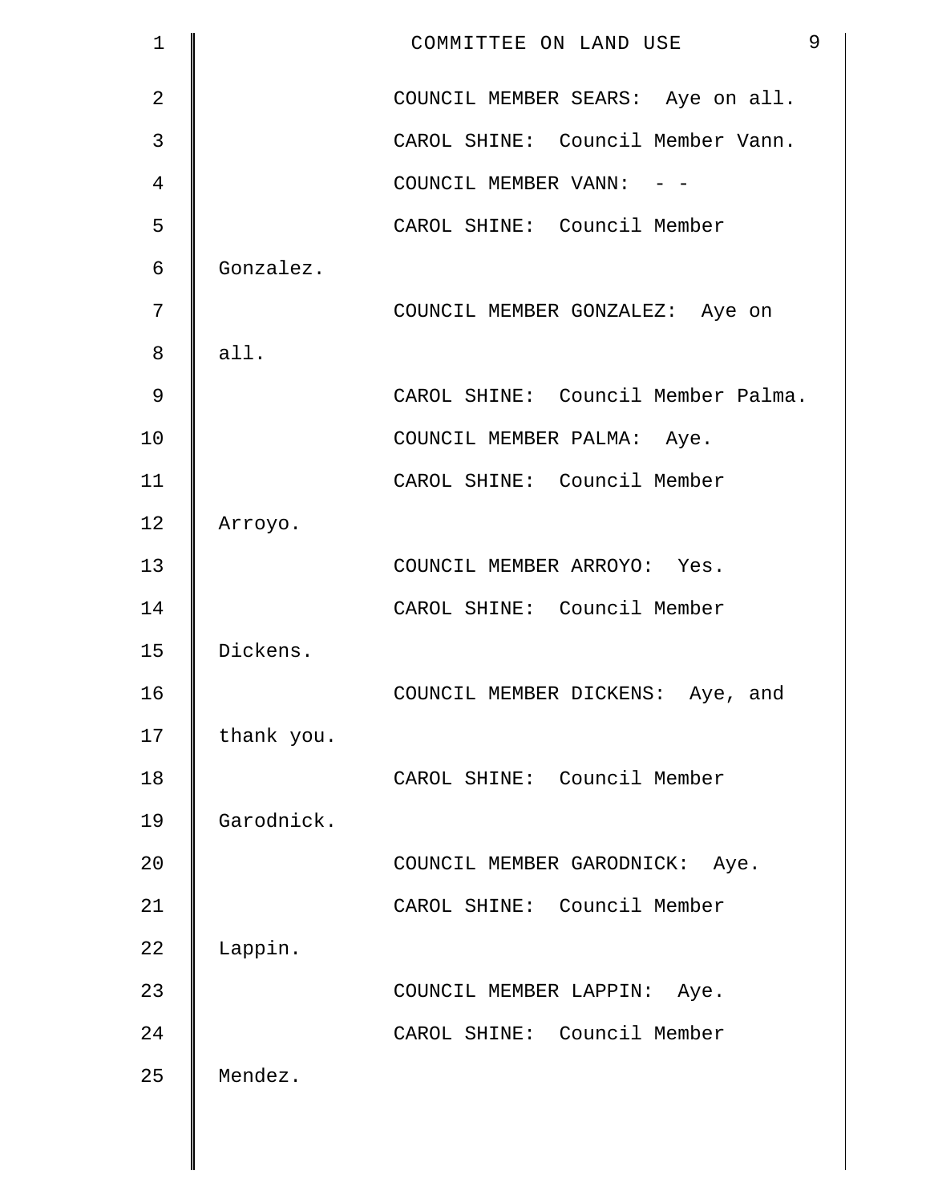COUNCIL MEMBER SEARS: Aye on all.

CAROL SHINE: Council Member Vann.

COUNCIL MEMBER VANN: - -

CAROL SHINE: Council Member Gonzalez.

COUNCIL MEMBER GONZALEZ: Aye on all.

CAROL SHINE: Council Member Palma.

COUNCIL MEMBER PALMA: Aye.

CAROL SHINE: Council Member Arroyo.

COUNCIL MEMBER ARROYO: Yes.

CAROL SHINE: Council Member Dickens.

COUNCIL MEMBER DICKENS: Aye, and thank you.

CAROL SHINE: Council Member Garodnick.

COUNCIL MEMBER GARODNICK: Aye.

CAROL SHINE: Council Member Lappin.

COUNCIL MEMBER LAPPIN: Aye.

CAROL SHINE: Council Member Mendez.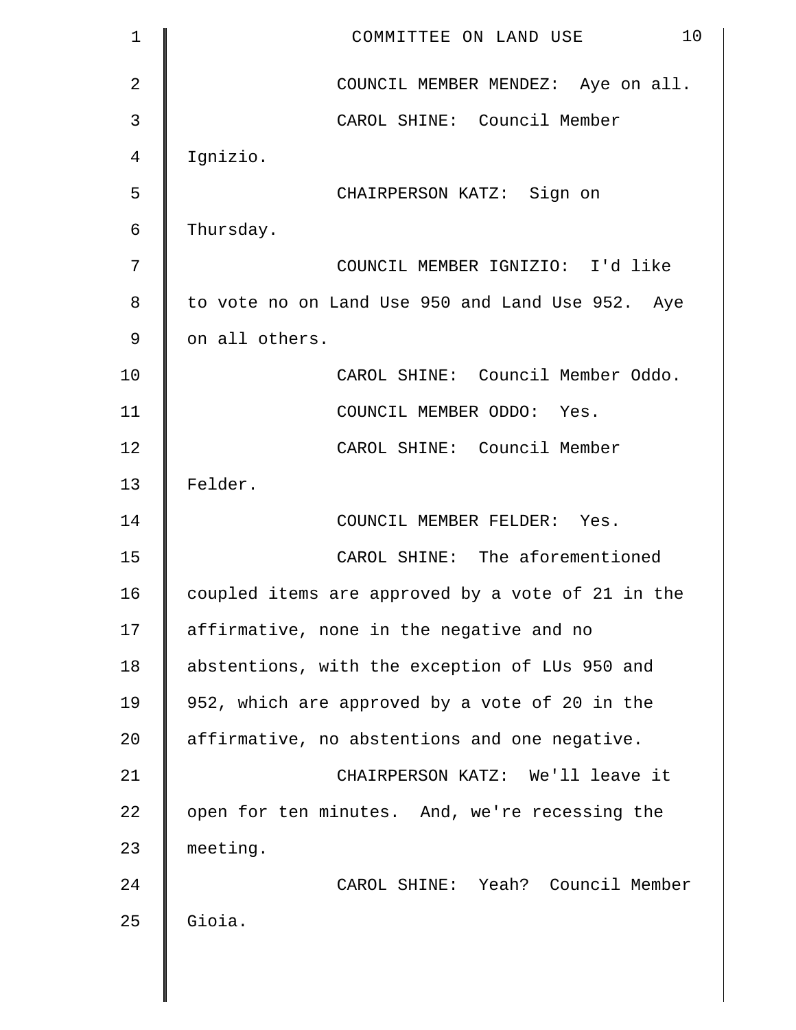COUNCIL MEMBER MENDEZ: Aye on all.

CAROL SHINE: Council Member Ignizio.

CHAIRPERSON KATZ: Sign on Thursday.

COUNCIL MEMBER IGNIZIO: I'd like to vote no on Land Use 950 and Land Use 952. Aye on all others.

CAROL SHINE: Council Member Oddo.

COUNCIL MEMBER ODDO: Yes.

CAROL SHINE: Council Member Felder.

COUNCIL MEMBER FELDER: Yes.

CAROL SHINE: The aforementioned coupled items are approved by a vote of 21 in the affirmative, none in the negative and no abstentions, with the exception of LUs 950 and 952, which are approved by a vote of 20 in the affirmative, no abstentions and one negative.

CHAIRPERSON KATZ: We'll leave it open for ten minutes. And, we're recessing the meeting.

CAROL SHINE: Yeah? Council Member Gioia.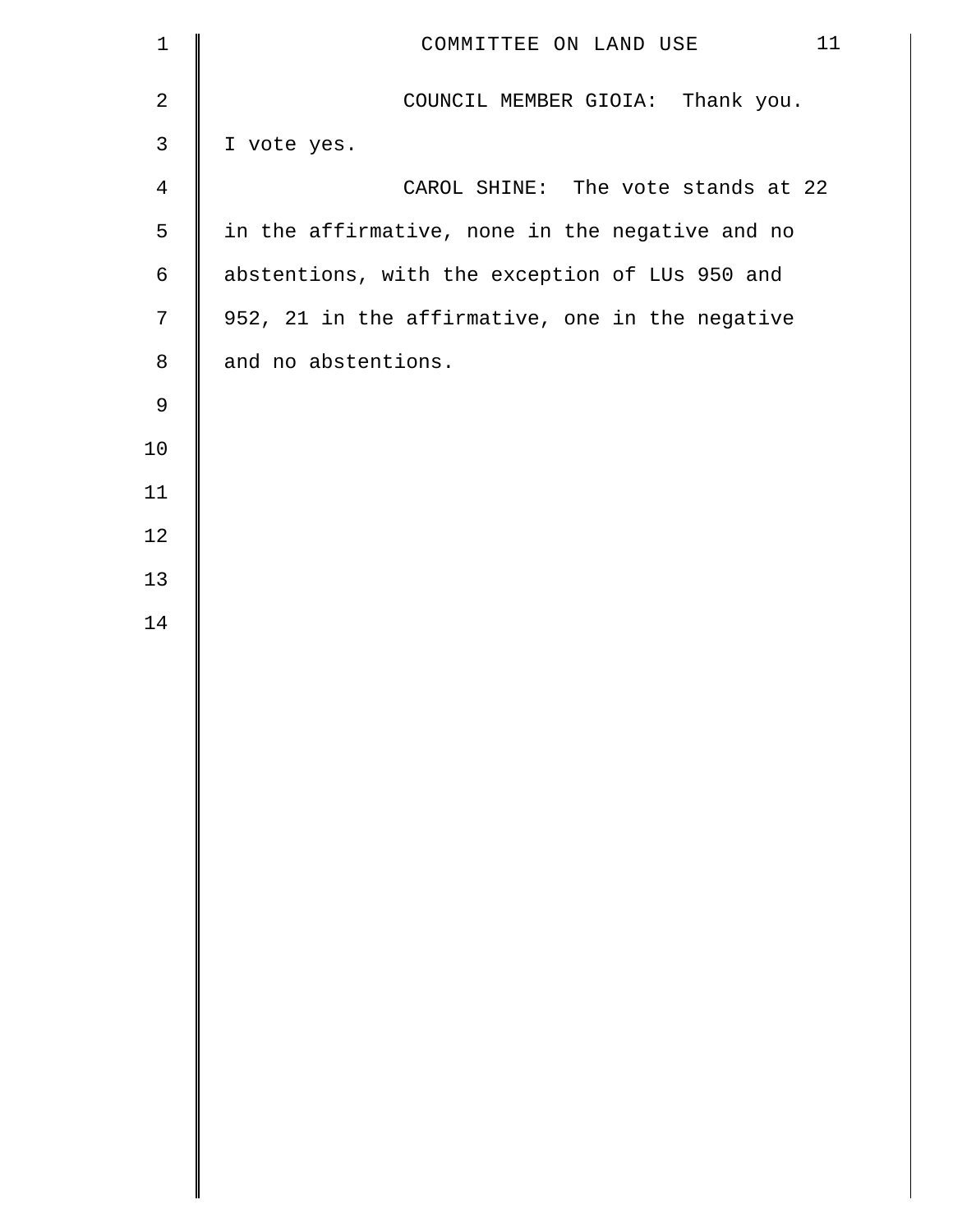COUNCIL MEMBER GIOIA: Thank you. I vote yes.

CAROL SHINE: The vote stands at 22 in the affirmative, none in the negative and no abstentions, with the exception of LUs 950 and 952, 21 in the affirmative, one in the negative and no abstentions.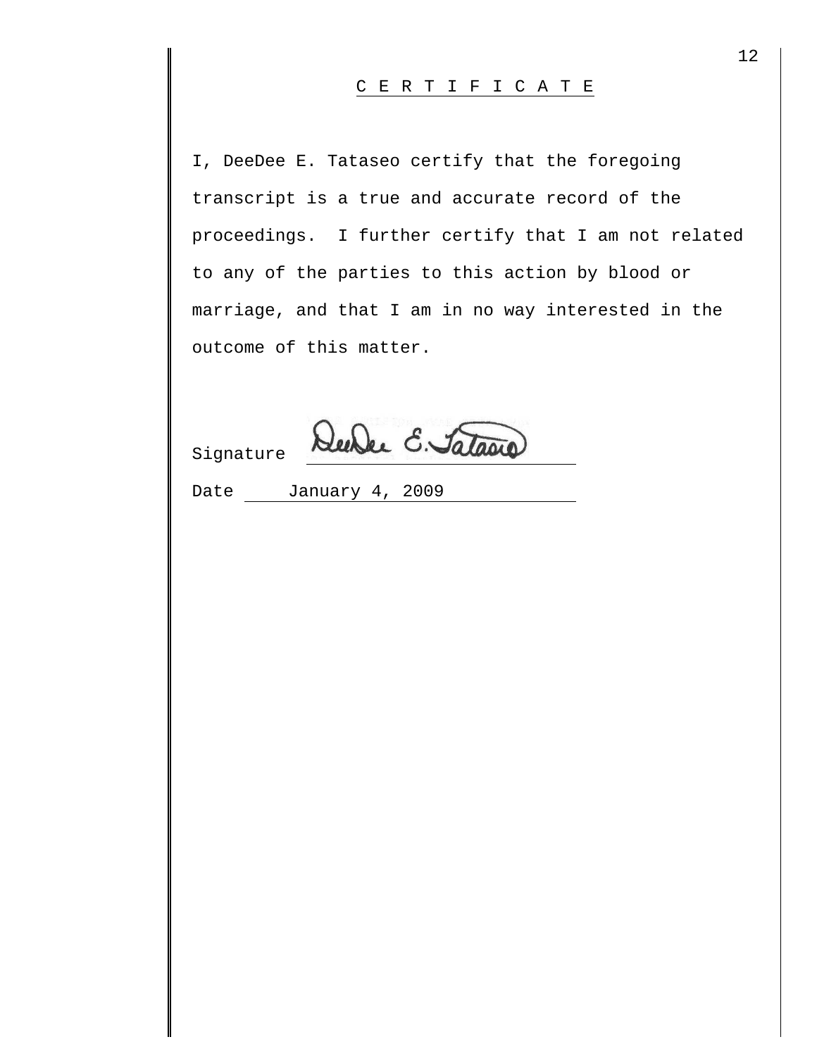# C E R T I F I C A T E

I, DeeDee E. Tataseo certify that the foregoing transcript is a true and accurate record of the proceedings. I further certify that I am not related to any of the parties to this action by blood or marriage, and that I am in no way interested in the outcome of this matter.

Signature DeeDee E. Tataseo

Date January 4, 2009